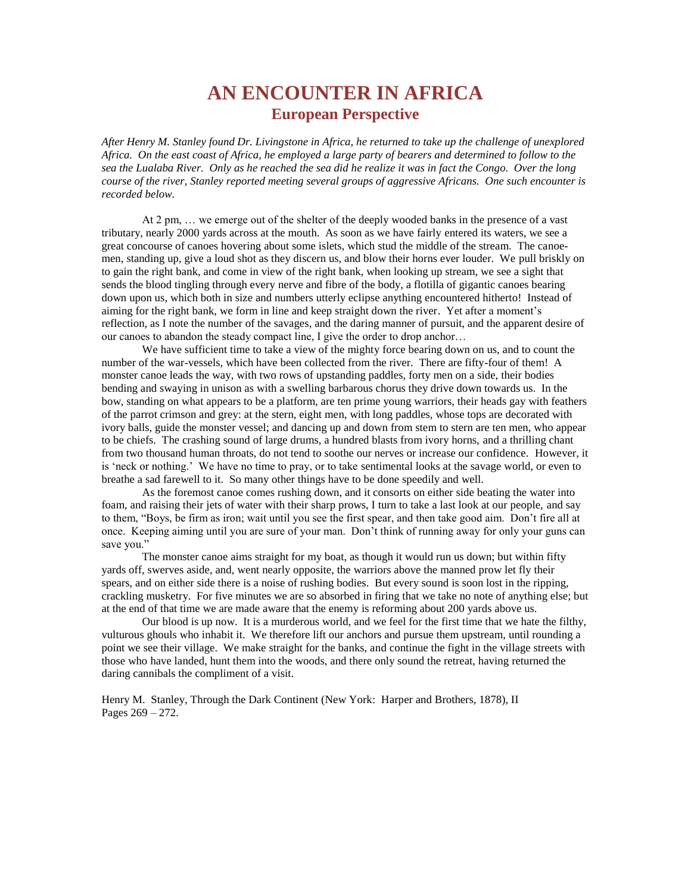# AN ENCOUNTER IN AFRICA

## European Perspective

*After Henry M. Stanley found Dr. Livingstone in Africa, he returned to take up the challenge of unexplored Africa. On the east coast of Africa, he employed a large party of bearers and determined to follow to the sea the Lualaba River. Only as he reached the sea did he realize it was in fact the Congo. Over the long course of the river, Stanley reported meeting several groups of aggressive Africans. One such encounter is recorded below.*

At 2 pm, … we emerge out of the shelter of the deeply wooded banks in the presence of a vast tributary, nearly 2000 yards across at the mouth. As soon as we have fairly entered its waters, we see a great concourse of canoes hovering about some islets, which stud the middle of the stream. The canoe-men, standing up, give a loud shot as they discern us, and blow their horns ever louder. We pull briskly on to gain the right bank, and come in view of the right bank, when looking up stream, we see a sight that sends the blood tingling through every nerve and fibre of the body, a flotilla of gigantic canoes bearing down upon us, which both in size and numbers utterly eclipse anything encountered hitherto! Instead of aiming for the right bank, we form in line and keep straight down the river. Yet after a moment's reflection, as I note the number of the savages, and the daring manner of pursuit, and the apparent desire of our canoes to abandon the steady compact line, I give the order to drop anchor…

We have sufficient time to take a view of the mighty force bearing down on us, and to count the number of the war-vessels, which have been collected from the river. There are fifty-four of them! A monster canoe leads the way, with two rows of upstanding paddles, forty men on a side, their bodies bending and swaying in unison as with a swelling barbarous chorus they drive down towards us. In the bow, standing on what appears to be a platform, are ten prime young warriors, their heads gay with feathers of the parrot crimson and grey: at the stern, eight men, with long paddles, whose tops are decorated with ivory balls, guide the monster vessel; and dancing up and down from stem to stern are ten men, who appear to be chiefs. The crashing sound of large drums, a hundred blasts from ivory horns, and a thrilling chant from two thousand human throats, do not tend to soothe our nerves or increase our confidence. However, it is 'neck or nothing.' We have no time to pray, or to take sentimental looks at the savage world, or even to breathe a sad farewell to it. So many other things have to be done speedily and well.

As the foremost canoe comes rushing down, and it consorts on either side beating the water into foam, and raising their jets of water with their sharp prows, I turn to take a last look at our people, and say to them, "Boys, be firm as iron; wait until you see the first spear, and then take good aim. Don't fire all at once. Keeping aiming until you are sure of your man. Don't think of running away for only your guns can save you."

The monster canoe aims straight for my boat, as though it would run us down; but within fifty yards off, swerves aside, and, went nearly opposite, the warriors above the manned prow let fly their spears, and on either side there is a noise of rushing bodies. But every sound is soon lost in the ripping, crackling musketry. For five minutes we are so absorbed in firing that we take no note of anything else; but at the end of that time we are made aware that the enemy is reforming about 200 yards above us.

Our blood is up now. It is a murderous world, and we feel for the first time that we hate the filthy, vulturous ghouls who inhabit it. We therefore lift our anchors and pursue them upstream, until rounding a point we see their village. We make straight for the banks, and continue the fight in the village streets with those who have landed, hunt them into the woods, and there only sound the retreat, having returned the daring cannibals the compliment of a visit.

Henry M. Stanley, Through the Dark Continent (New York: Harper and Brothers, 1878), II
Pages 269 – 272.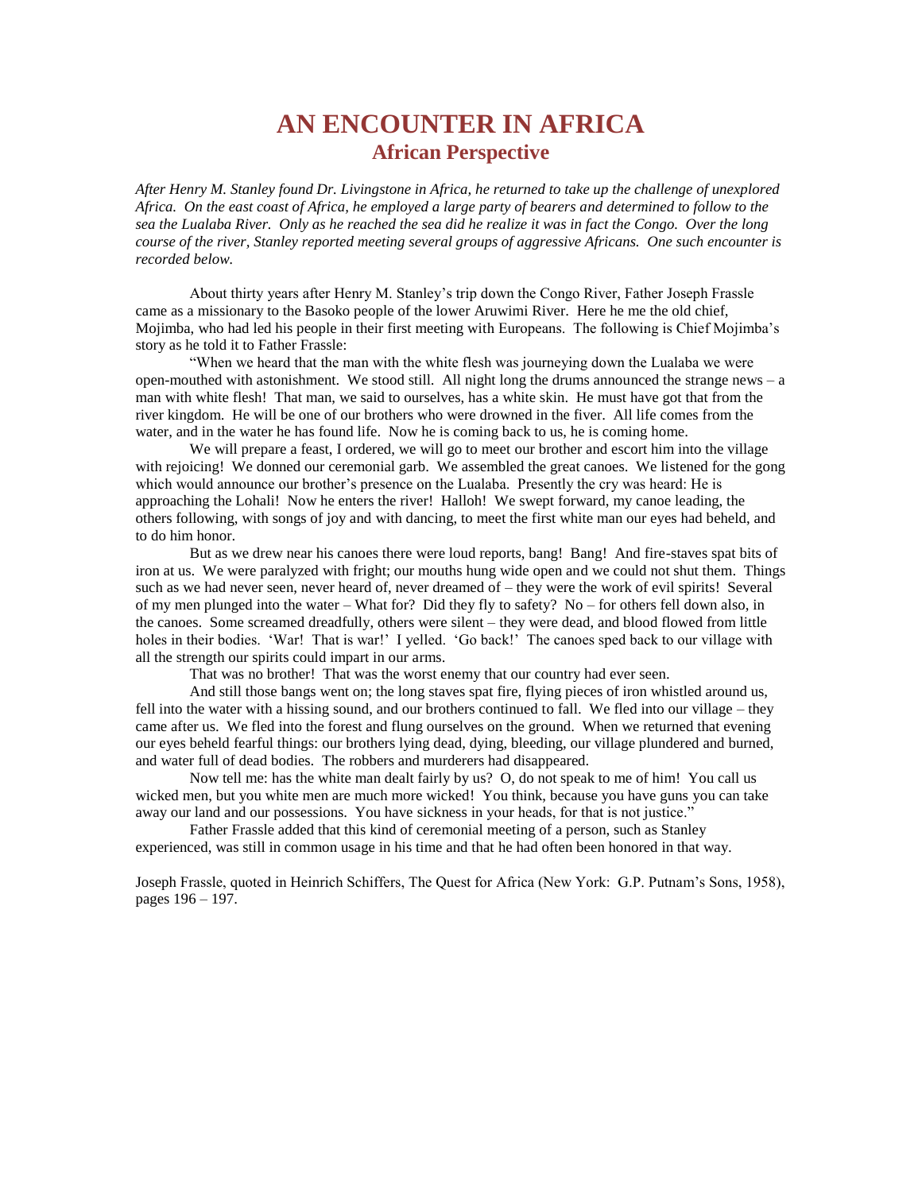# AN ENCOUNTER IN AFRICA

## African Perspective

*After Henry M. Stanley found Dr. Livingstone in Africa, he returned to take up the challenge of unexplored Africa. On the east coast of Africa, he employed a large party of bearers and determined to follow to the sea the Lualaba River. Only as he reached the sea did he realize it was in fact the Congo. Over the long course of the river, Stanley reported meeting several groups of aggressive Africans. One such encounter is recorded below.*

About thirty years after Henry M. Stanley's trip down the Congo River, Father Joseph Frassle came as a missionary to the Basoko people of the lower Aruwimi River. Here he me the old chief, Mojimba, who had led his people in their first meeting with Europeans. The following is Chief Mojimba's story as he told it to Father Frassle:

"When we heard that the man with the white flesh was journeying down the Lualaba we were open-mouthed with astonishment. We stood still. All night long the drums announced the strange news – a man with white flesh! That man, we said to ourselves, has a white skin. He must have got that from the river kingdom. He will be one of our brothers who were drowned in the fiver. All life comes from the water, and in the water he has found life. Now he is coming back to us, he is coming home.

We will prepare a feast, I ordered, we will go to meet our brother and escort him into the village with rejoicing! We donned our ceremonial garb. We assembled the great canoes. We listened for the gong which would announce our brother's presence on the Lualaba. Presently the cry was heard: He is approaching the Lohali! Now he enters the river! Halloh! We swept forward, my canoe leading, the others following, with songs of joy and with dancing, to meet the first white man our eyes had beheld, and to do him honor.

But as we drew near his canoes there were loud reports, bang! Bang! And fire-staves spat bits of iron at us. We were paralyzed with fright; our mouths hung wide open and we could not shut them. Things such as we had never seen, never heard of, never dreamed of – they were the work of evil spirits! Several of my men plunged into the water – What for? Did they fly to safety? No – for others fell down also, in the canoes. Some screamed dreadfully, others were silent – they were dead, and blood flowed from little holes in their bodies. 'War! That is war!' I yelled. 'Go back!' The canoes sped back to our village with all the strength our spirits could impart in our arms.

That was no brother! That was the worst enemy that our country had ever seen.

And still those bangs went on; the long staves spat fire, flying pieces of iron whistled around us, fell into the water with a hissing sound, and our brothers continued to fall. We fled into our village – they came after us. We fled into the forest and flung ourselves on the ground. When we returned that evening our eyes beheld fearful things: our brothers lying dead, dying, bleeding, our village plundered and burned, and water full of dead bodies. The robbers and murderers had disappeared.

Now tell me: has the white man dealt fairly by us? O, do not speak to me of him! You call us wicked men, but you white men are much more wicked! You think, because you have guns you can take away our land and our possessions. You have sickness in your heads, for that is not justice."

Father Frassle added that this kind of ceremonial meeting of a person, such as Stanley experienced, was still in common usage in his time and that he had often been honored in that way.

Joseph Frassle, quoted in Heinrich Schiffers, The Quest for Africa (New York: G.P. Putnam's Sons, 1958), pages 196 – 197.